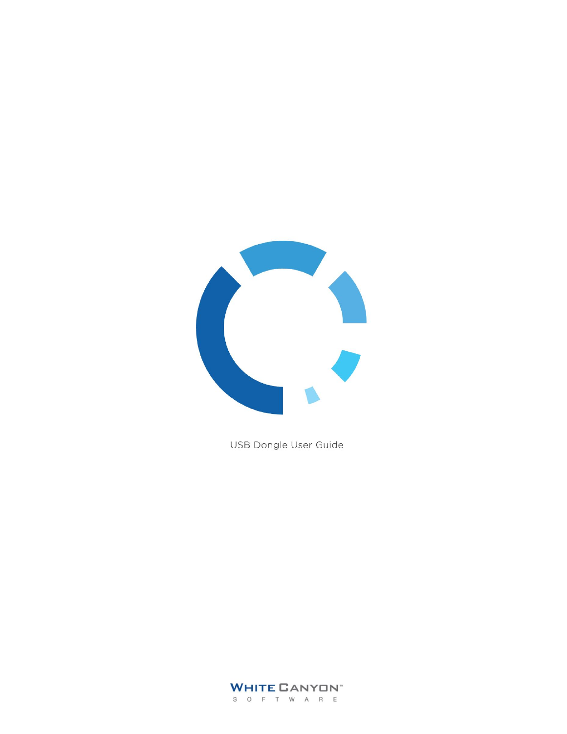# USB Dongle User Guide

WHITE CANYON™
SOFTWARE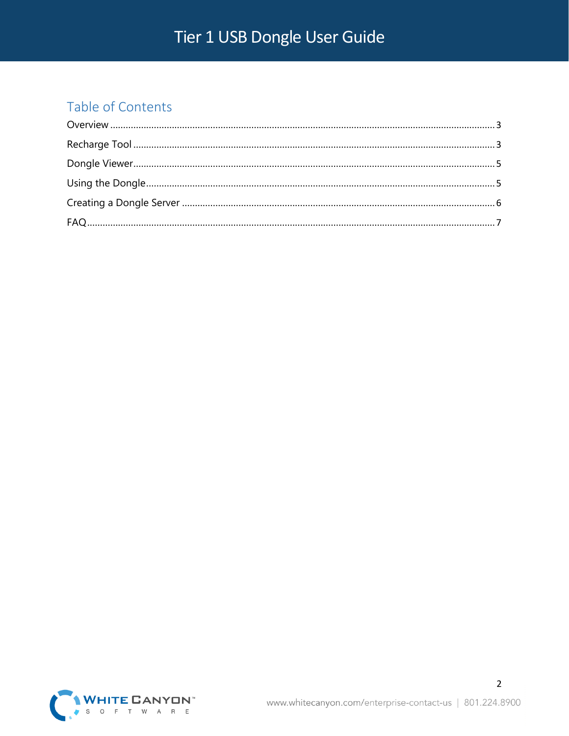## Table of Contents

Overview ........................................................................................................................................ 3

Recharge Tool ................................................................................................................................ 3

Dongle Viewer ................................................................................................................................ 5

Using the Dongle ............................................................................................................................ 5

Creating a Dongle Server ................................................................................................................ 6

FAQ ................................................................................................................................................. 7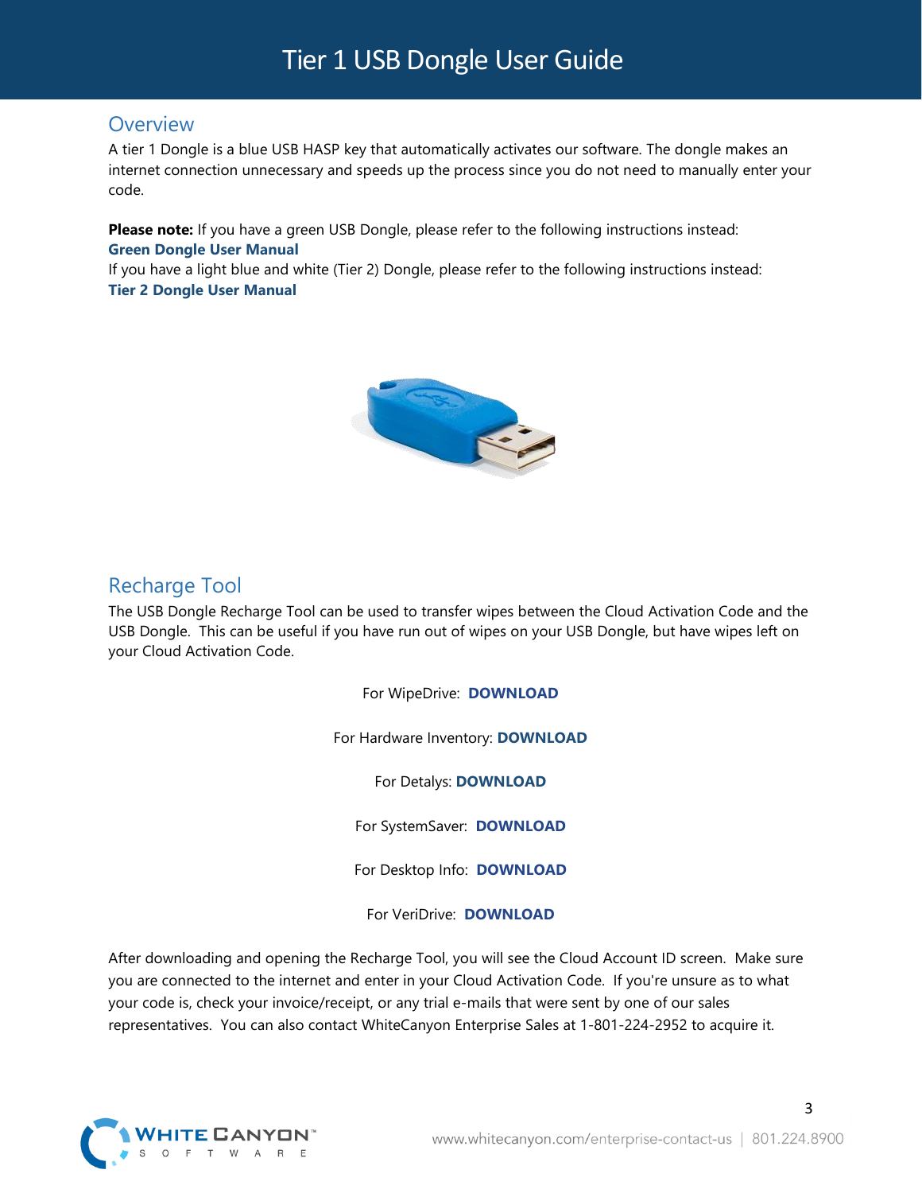# Tier 1 USB Dongle User Guide

## Overview

A tier 1 Dongle is a blue USB HASP key that automatically activates our software. The dongle makes an internet connection unnecessary and speeds up the process since you do not need to manually enter your code.

**Please note:** If you have a green USB Dongle, please refer to the following instructions instead:
**Green Dongle User Manual**
If you have a light blue and white (Tier 2) Dongle, please refer to the following instructions instead:
**Tier 2 Dongle User Manual**

## Recharge Tool

The USB Dongle Recharge Tool can be used to transfer wipes between the Cloud Activation Code and the USB Dongle. This can be useful if you have run out of wipes on your USB Dongle, but have wipes left on your Cloud Activation Code.

For WipeDrive: **DOWNLOAD**

For Hardware Inventory: **DOWNLOAD**

For Detalys: **DOWNLOAD**

For SystemSaver: **DOWNLOAD**

For Desktop Info: **DOWNLOAD**

For VeriDrive: **DOWNLOAD**

After downloading and opening the Recharge Tool, you will see the Cloud Account ID screen. Make sure you are connected to the internet and enter in your Cloud Activation Code. If you're unsure as to what your code is, check your invoice/receipt, or any trial e-mails that were sent by one of our sales representatives. You can also contact WhiteCanyon Enterprise Sales at 1-801-224-2952 to acquire it.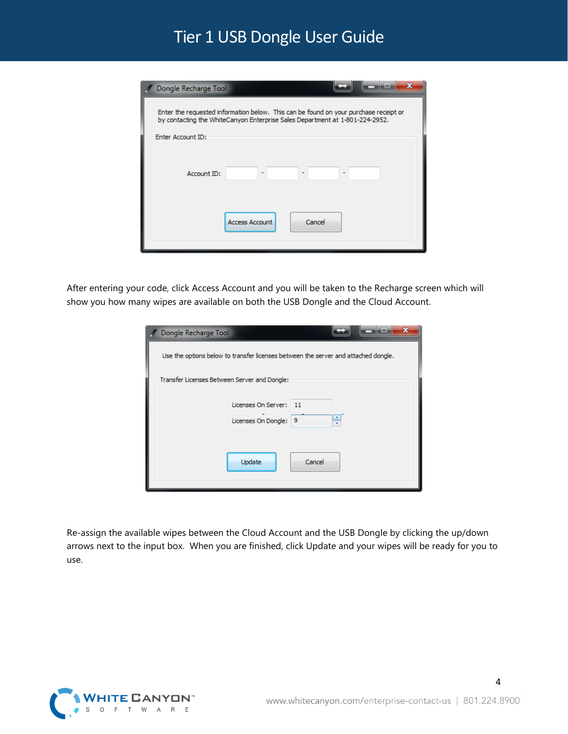After entering your code, click Access Account and you will be taken to the Recharge screen which will show you how many wipes are available on both the USB Dongle and the Cloud Account.

Re-assign the available wipes between the Cloud Account and the USB Dongle by clicking the up/down arrows next to the input box. When you are finished, click Update and your wipes will be ready for you to use.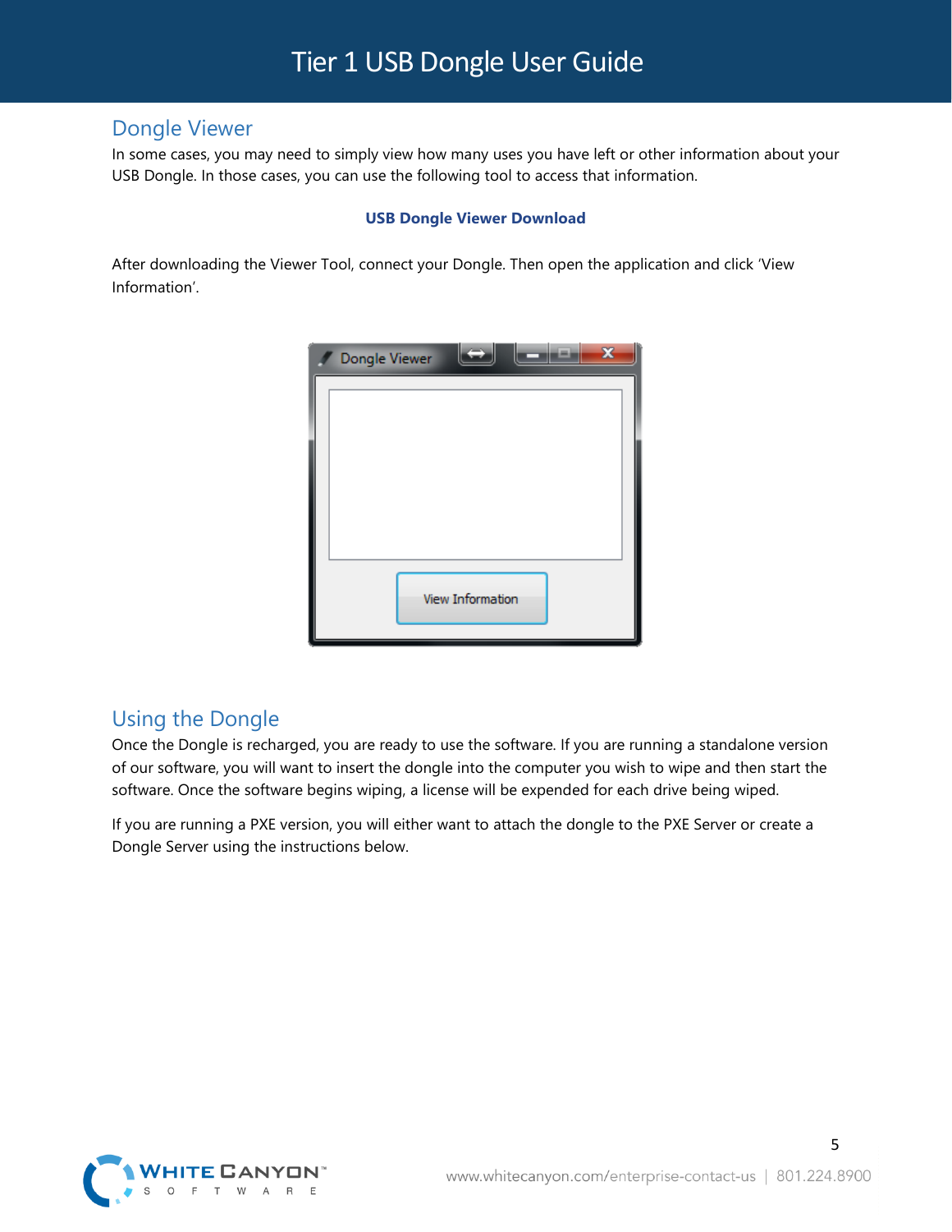## Dongle Viewer

In some cases, you may need to simply view how many uses you have left or other information about your USB Dongle. In those cases, you can use the following tool to access that information.

**USB Dongle Viewer Download**

After downloading the Viewer Tool, connect your Dongle. Then open the application and click 'View Information'.

## Using the Dongle

Once the Dongle is recharged, you are ready to use the software. If you are running a standalone version of our software, you will want to insert the dongle into the computer you wish to wipe and then start the software. Once the software begins wiping, a license will be expended for each drive being wiped.

If you are running a PXE version, you will either want to attach the dongle to the PXE Server or create a Dongle Server using the instructions below.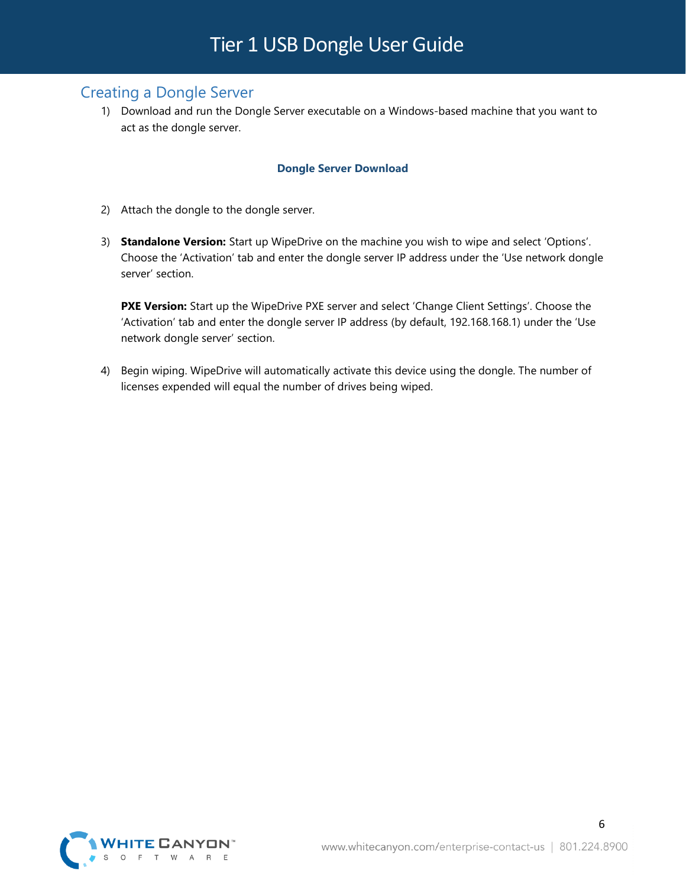## Creating a Dongle Server

1) Download and run the Dongle Server executable on a Windows-based machine that you want to act as the dongle server.

   **Dongle Server Download**

2) Attach the dongle to the dongle server.

3) **Standalone Version:** Start up WipeDrive on the machine you wish to wipe and select 'Options'. Choose the 'Activation' tab and enter the dongle server IP address under the 'Use network dongle server' section.

   **PXE Version:** Start up the WipeDrive PXE server and select 'Change Client Settings'. Choose the 'Activation' tab and enter the dongle server IP address (by default, 192.168.168.1) under the 'Use network dongle server' section.

4) Begin wiping. WipeDrive will automatically activate this device using the dongle. The number of licenses expended will equal the number of drives being wiped.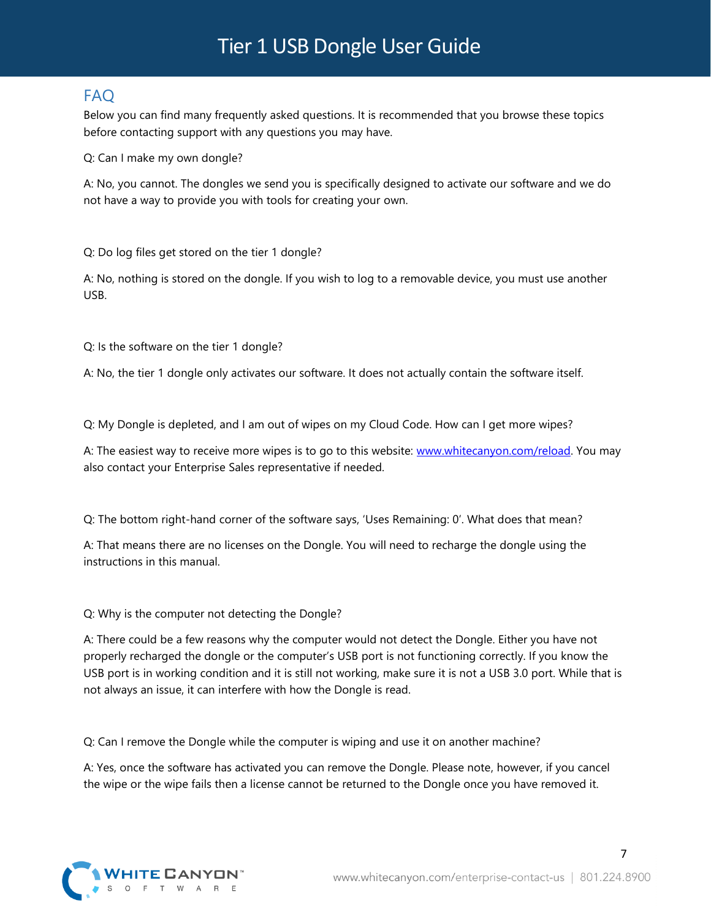## FAQ

Below you can find many frequently asked questions. It is recommended that you browse these topics before contacting support with any questions you may have.

Q: Can I make my own dongle?

A: No, you cannot. The dongles we send you is specifically designed to activate our software and we do not have a way to provide you with tools for creating your own.

Q: Do log files get stored on the tier 1 dongle?

A: No, nothing is stored on the dongle. If you wish to log to a removable device, you must use another USB.

Q: Is the software on the tier 1 dongle?

A: No, the tier 1 dongle only activates our software. It does not actually contain the software itself.

Q: My Dongle is depleted, and I am out of wipes on my Cloud Code. How can I get more wipes?

A: The easiest way to receive more wipes is to go to this website: [www.whitecanyon.com/reload](http://www.whitecanyon.com/reload). You may also contact your Enterprise Sales representative if needed.

Q: The bottom right-hand corner of the software says, 'Uses Remaining: 0'. What does that mean?

A: That means there are no licenses on the Dongle. You will need to recharge the dongle using the instructions in this manual.

Q: Why is the computer not detecting the Dongle?

A: There could be a few reasons why the computer would not detect the Dongle. Either you have not properly recharged the dongle or the computer's USB port is not functioning correctly. If you know the USB port is in working condition and it is still not working, make sure it is not a USB 3.0 port. While that is not always an issue, it can interfere with how the Dongle is read.

Q: Can I remove the Dongle while the computer is wiping and use it on another machine?

A: Yes, once the software has activated you can remove the Dongle. Please note, however, if you cancel the wipe or the wipe fails then a license cannot be returned to the Dongle once you have removed it.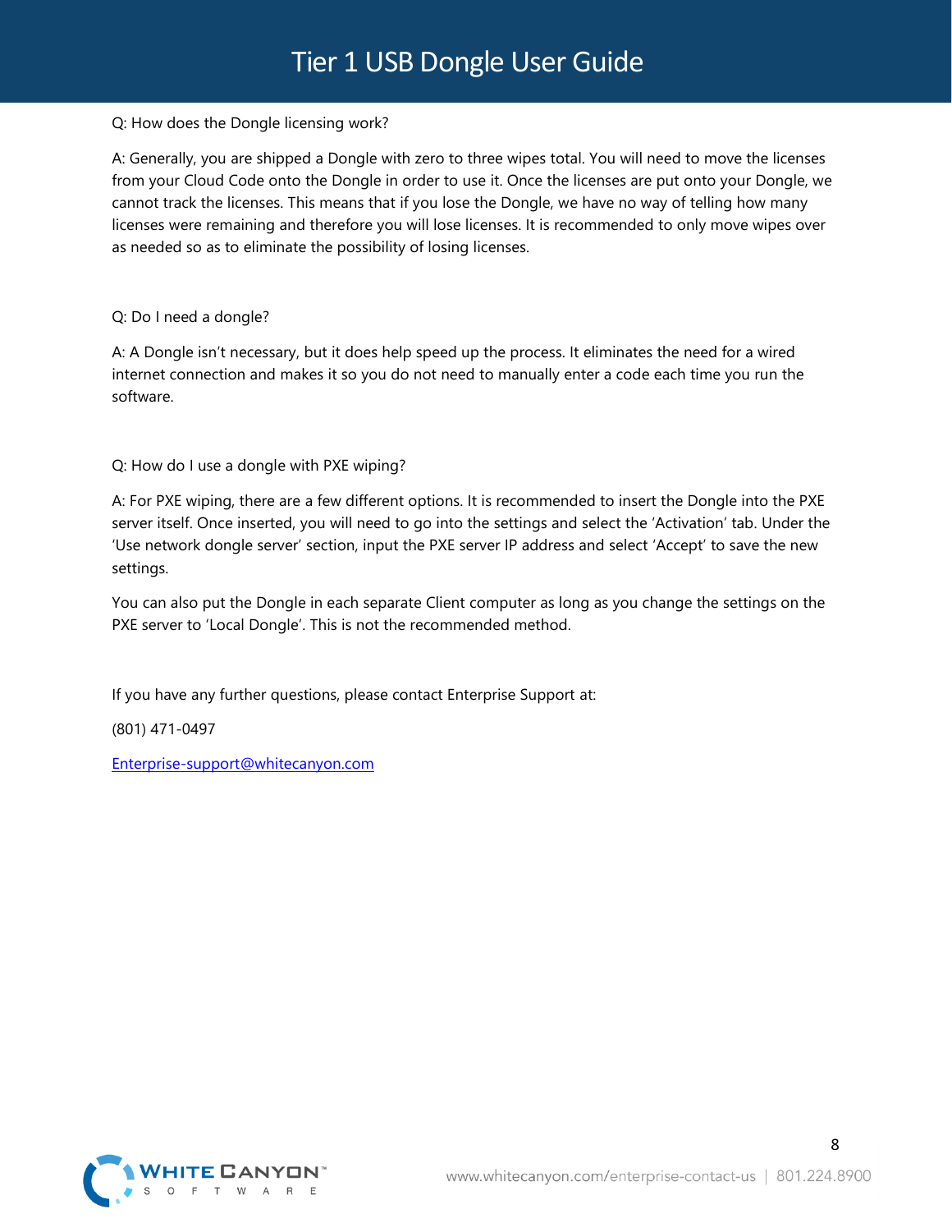Q: How does the Dongle licensing work?

A: Generally, you are shipped a Dongle with zero to three wipes total. You will need to move the licenses from your Cloud Code onto the Dongle in order to use it. Once the licenses are put onto your Dongle, we cannot track the licenses. This means that if you lose the Dongle, we have no way of telling how many licenses were remaining and therefore you will lose licenses. It is recommended to only move wipes over as needed so as to eliminate the possibility of losing licenses.

Q: Do I need a dongle?

A: A Dongle isn't necessary, but it does help speed up the process. It eliminates the need for a wired internet connection and makes it so you do not need to manually enter a code each time you run the software.

Q: How do I use a dongle with PXE wiping?

A: For PXE wiping, there are a few different options. It is recommended to insert the Dongle into the PXE server itself. Once inserted, you will need to go into the settings and select the 'Activation' tab. Under the 'Use network dongle server' section, input the PXE server IP address and select 'Accept' to save the new settings.

You can also put the Dongle in each separate Client computer as long as you change the settings on the PXE server to 'Local Dongle'. This is not the recommended method.

If you have any further questions, please contact Enterprise Support at:

(801) 471-0497

[Enterprise-support@whitecanyon.com](mailto:Enterprise-support@whitecanyon.com)